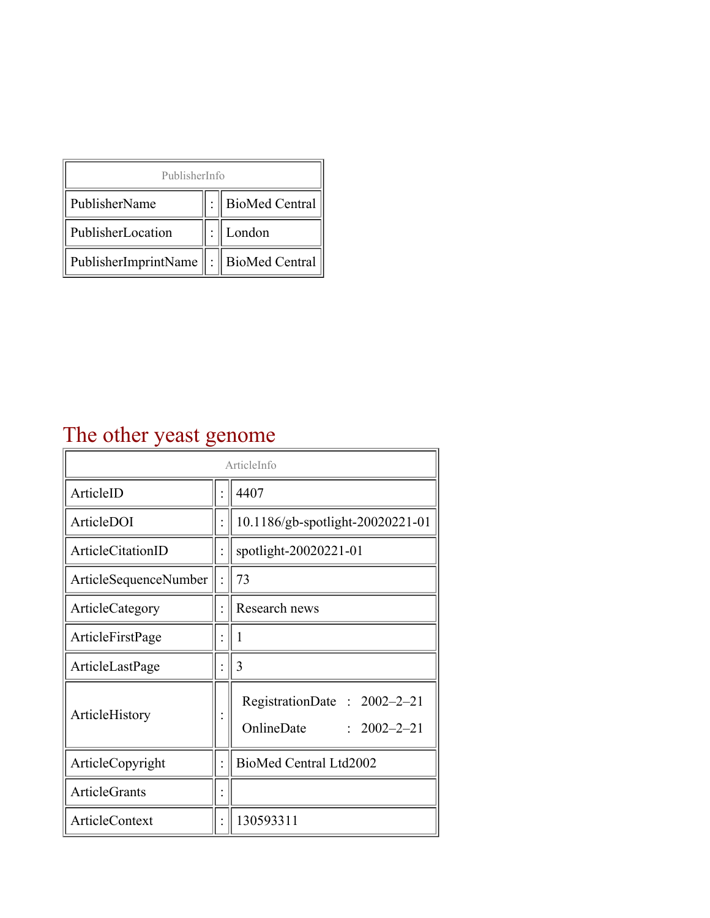| PublisherInfo | | |
|---|---|---|
| PublisherName | : | BioMed Central |
| PublisherLocation | : | London |
| PublisherImprintName | : | BioMed Central |

# The other yeast genome

| ArticleInfo | | |
|---|---|---|
| ArticleID | : | 4407 |
| ArticleDOI | : | 10.1186/gb-spotlight-20020221-01 |
| ArticleCitationID | : | spotlight-20020221-01 |
| ArticleSequenceNumber | : | 73 |
| ArticleCategory | : | Research news |
| ArticleFirstPage | : | 1 |
| ArticleLastPage | : | 3 |
| ArticleHistory | : | RegistrationDate : 2002–2–21<br>OnlineDate : 2002–2–21 |
| ArticleCopyright | : | BioMed Central Ltd2002 |
| ArticleGrants | : | |
| ArticleContext | : | 130593311 |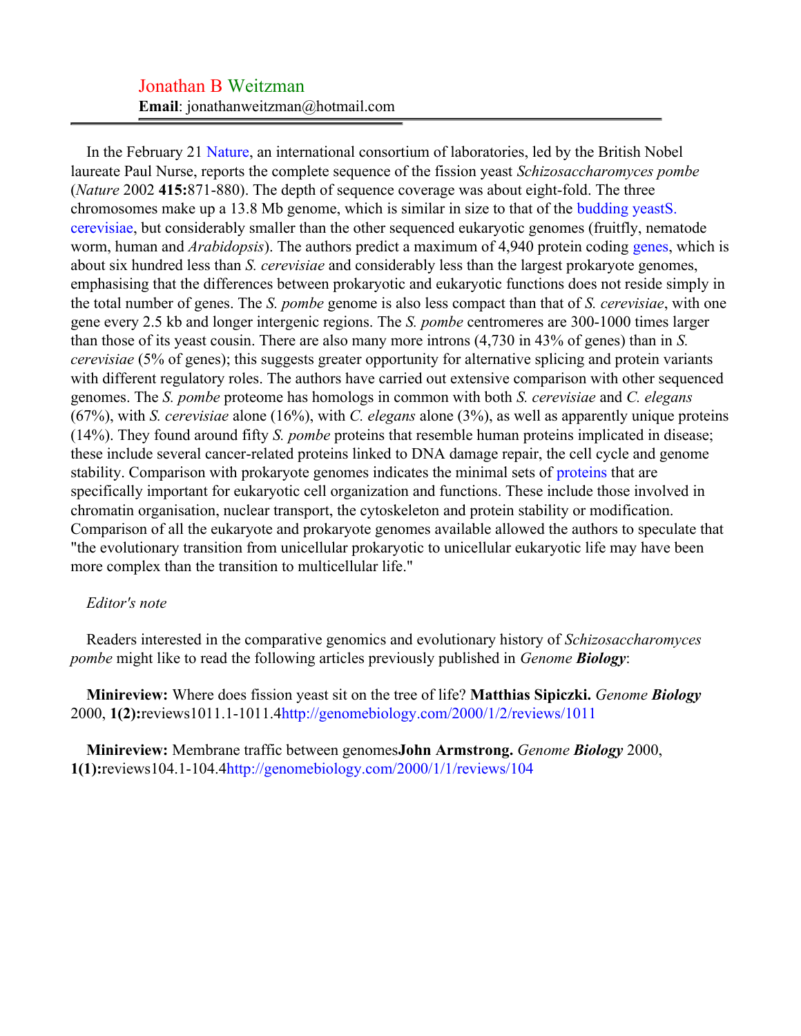Jonathan B Weitzman
**Email**: jonathanweitzman@hotmail.com

In the February 21 Nature, an international consortium of laboratories, led by the British Nobel laureate Paul Nurse, reports the complete sequence of the fission yeast *Schizosaccharomyces pombe* (*Nature* 2002 **415:**871-880). The depth of sequence coverage was about eight-fold. The three chromosomes make up a 13.8 Mb genome, which is similar in size to that of the budding yeastS. cerevisiae, but considerably smaller than the other sequenced eukaryotic genomes (fruitfly, nematode worm, human and *Arabidopsis*). The authors predict a maximum of 4,940 protein coding genes, which is about six hundred less than *S. cerevisiae* and considerably less than the largest prokaryote genomes, emphasising that the differences between prokaryotic and eukaryotic functions does not reside simply in the total number of genes. The *S. pombe* genome is also less compact than that of *S. cerevisiae*, with one gene every 2.5 kb and longer intergenic regions. The *S. pombe* centromeres are 300-1000 times larger than those of its yeast cousin. There are also many more introns (4,730 in 43% of genes) than in *S. cerevisiae* (5% of genes); this suggests greater opportunity for alternative splicing and protein variants with different regulatory roles. The authors have carried out extensive comparison with other sequenced genomes. The *S. pombe* proteome has homologs in common with both *S. cerevisiae* and *C. elegans* (67%), with *S. cerevisiae* alone (16%), with *C. elegans* alone (3%), as well as apparently unique proteins (14%). They found around fifty *S. pombe* proteins that resemble human proteins implicated in disease; these include several cancer-related proteins linked to DNA damage repair, the cell cycle and genome stability. Comparison with prokaryote genomes indicates the minimal sets of proteins that are specifically important for eukaryotic cell organization and functions. These include those involved in chromatin organisation, nuclear transport, the cytoskeleton and protein stability or modification. Comparison of all the eukaryote and prokaryote genomes available allowed the authors to speculate that "the evolutionary transition from unicellular prokaryotic to unicellular eukaryotic life may have been more complex than the transition to multicellular life."

*Editor's note*

Readers interested in the comparative genomics and evolutionary history of *Schizosaccharomyces pombe* might like to read the following articles previously published in *Genome* ***Biology***:

**Minireview:** Where does fission yeast sit on the tree of life? **Matthias Sipiczki.** *Genome* ***Biology*** 2000, **1(2):**reviews1011.1-1011.4http://genomebiology.com/2000/1/2/reviews/1011

**Minireview:** Membrane traffic between genomes**John Armstrong.** *Genome* ***Biology*** 2000, **1(1):**reviews104.1-104.4http://genomebiology.com/2000/1/1/reviews/104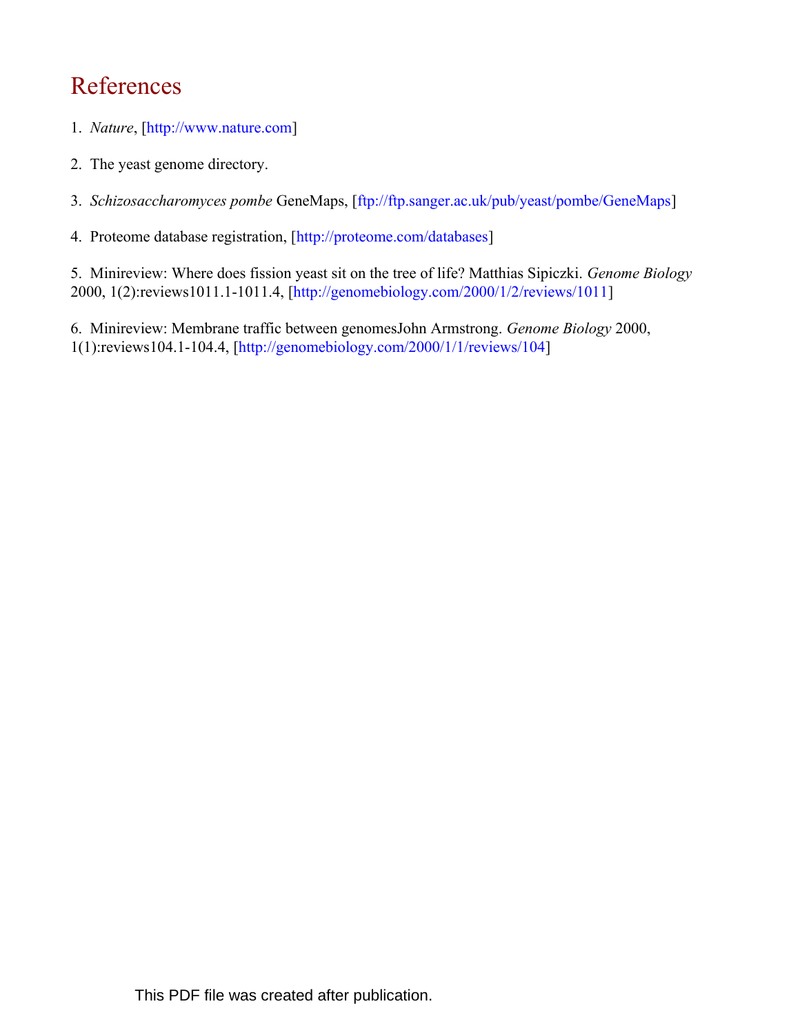# References

1. *Nature*, [http://www.nature.com]

2. The yeast genome directory.

3. *Schizosaccharomyces pombe* GeneMaps, [ftp://ftp.sanger.ac.uk/pub/yeast/pombe/GeneMaps]

4. Proteome database registration, [http://proteome.com/databases]

5. Minireview: Where does fission yeast sit on the tree of life? Matthias Sipiczki. *Genome Biology* 2000, 1(2):reviews1011.1-1011.4, [http://genomebiology.com/2000/1/2/reviews/1011]

6. Minireview: Membrane traffic between genomesJohn Armstrong. *Genome Biology* 2000, 1(1):reviews104.1-104.4, [http://genomebiology.com/2000/1/1/reviews/104]

This PDF file was created after publication.